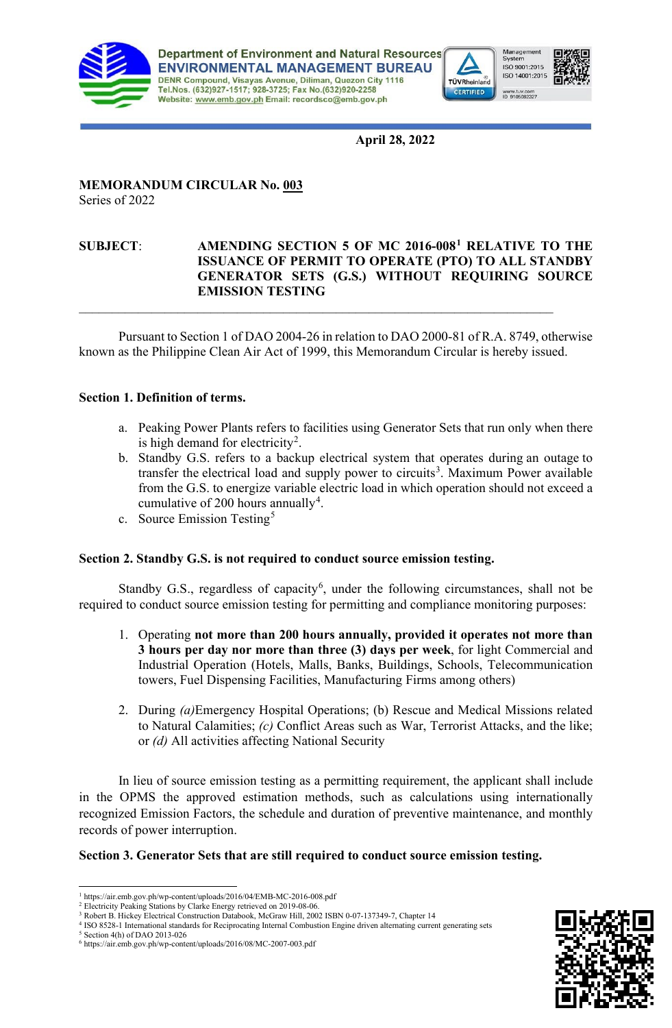Department of Environment and Natural Resources
**ENVIRONMENTAL MANAGEMENT BUREAU**
DENR Compound, Visayas Avenue, Diliman, Quezon City 1116
Tel.Nos. (632)927-1517; 928-3725; Fax No.(632)920-2258
Website: www.emb.gov.ph Email: recordsco@emb.gov.ph

**April 28, 2022**

**MEMORANDUM CIRCULAR No. 003**
Series of 2022

**SUBJECT:** **AMENDING SECTION 5 OF MC 2016-008[1] RELATIVE TO THE ISSUANCE OF PERMIT TO OPERATE (PTO) TO ALL STANDBY GENERATOR SETS (G.S.) WITHOUT REQUIRING SOURCE EMISSION TESTING**

---

Pursuant to Section 1 of DAO 2004-26 in relation to DAO 2000-81 of R.A. 8749, otherwise known as the Philippine Clean Air Act of 1999, this Memorandum Circular is hereby issued.

**Section 1. Definition of terms.**

a. Peaking Power Plants refers to facilities using Generator Sets that run only when there is high demand for electricity[2].
b. Standby G.S. refers to a backup electrical system that operates during an outage to transfer the electrical load and supply power to circuits[3]. Maximum Power available from the G.S. to energize variable electric load in which operation should not exceed a cumulative of 200 hours annually[4].
c. Source Emission Testing[5]

**Section 2. Standby G.S. is not required to conduct source emission testing.**

Standby G.S., regardless of capacity[6], under the following circumstances, shall not be required to conduct source emission testing for permitting and compliance monitoring purposes:

1. Operating **not more than 200 hours annually, provided it operates not more than 3 hours per day nor more than three (3) days per week**, for light Commercial and Industrial Operation (Hotels, Malls, Banks, Buildings, Schools, Telecommunication towers, Fuel Dispensing Facilities, Manufacturing Firms among others)

2. During *(a)*Emergency Hospital Operations; (b) Rescue and Medical Missions related to Natural Calamities; *(c)* Conflict Areas such as War, Terrorist Attacks, and the like; or *(d)* All activities affecting National Security

In lieu of source emission testing as a permitting requirement, the applicant shall include in the OPMS the approved estimation methods, such as calculations using internationally recognized Emission Factors, the schedule and duration of preventive maintenance, and monthly records of power interruption.

**Section 3. Generator Sets that are still required to conduct source emission testing.**

---

[1] https://air.emb.gov.ph/wp-content/uploads/2016/04/EMB-MC-2016-008.pdf
[2] Electricity Peaking Stations by Clarke Energy retrieved on 2019-08-06.
[3] Robert B. Hickey Electrical Construction Databook, McGraw Hill, 2002 ISBN 0-07-137349-7, Chapter 14
[4] ISO 8528-1 International standards for Reciprocating Internal Combustion Engine driven alternating current generating sets
[5] Section 4(h) of DAO 2013-026
[6] https://air.emb.gov.ph/wp-content/uploads/2016/08/MC-2007-003.pdf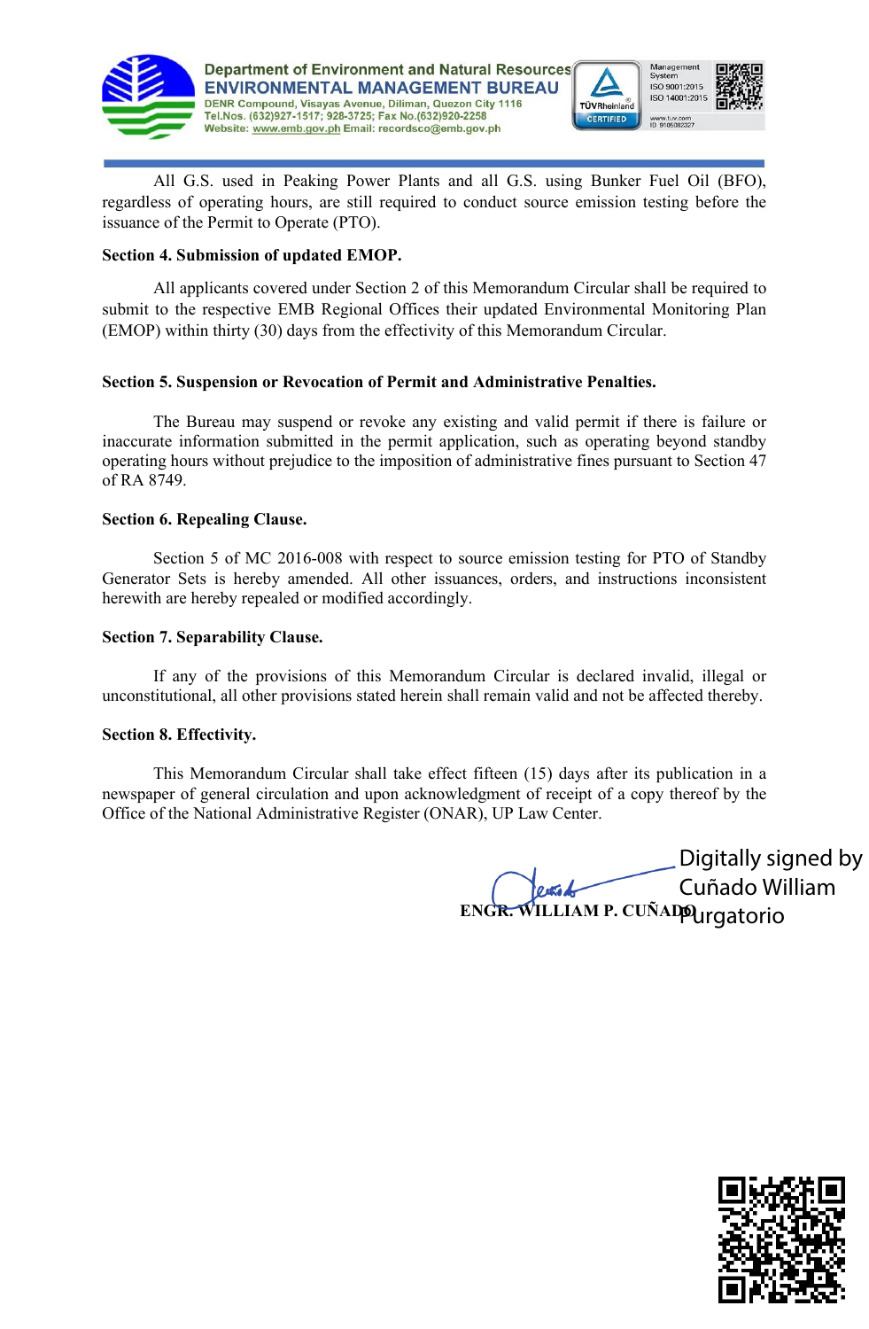All G.S. used in Peaking Power Plants and all G.S. using Bunker Fuel Oil (BFO), regardless of operating hours, are still required to conduct source emission testing before the issuance of the Permit to Operate (PTO).

**Section 4. Submission of updated EMOP.**

All applicants covered under Section 2 of this Memorandum Circular shall be required to submit to the respective EMB Regional Offices their updated Environmental Monitoring Plan (EMOP) within thirty (30) days from the effectivity of this Memorandum Circular.

**Section 5. Suspension or Revocation of Permit and Administrative Penalties.**

The Bureau may suspend or revoke any existing and valid permit if there is failure or inaccurate information submitted in the permit application, such as operating beyond standby operating hours without prejudice to the imposition of administrative fines pursuant to Section 47 of RA 8749.

**Section 6. Repealing Clause.**

Section 5 of MC 2016-008 with respect to source emission testing for PTO of Standby Generator Sets is hereby amended. All other issuances, orders, and instructions inconsistent herewith are hereby repealed or modified accordingly.

**Section 7. Separability Clause.**

If any of the provisions of this Memorandum Circular is declared invalid, illegal or unconstitutional, all other provisions stated herein shall remain valid and not be affected thereby.

**Section 8. Effectivity.**

This Memorandum Circular shall take effect fifteen (15) days after its publication in a newspaper of general circulation and upon acknowledgment of receipt of a copy thereof by the Office of the National Administrative Register (ONAR), UP Law Center.

Digitally signed by Cuñado William Purgatorio

**ENGR. WILLIAM P. CUÑADO**